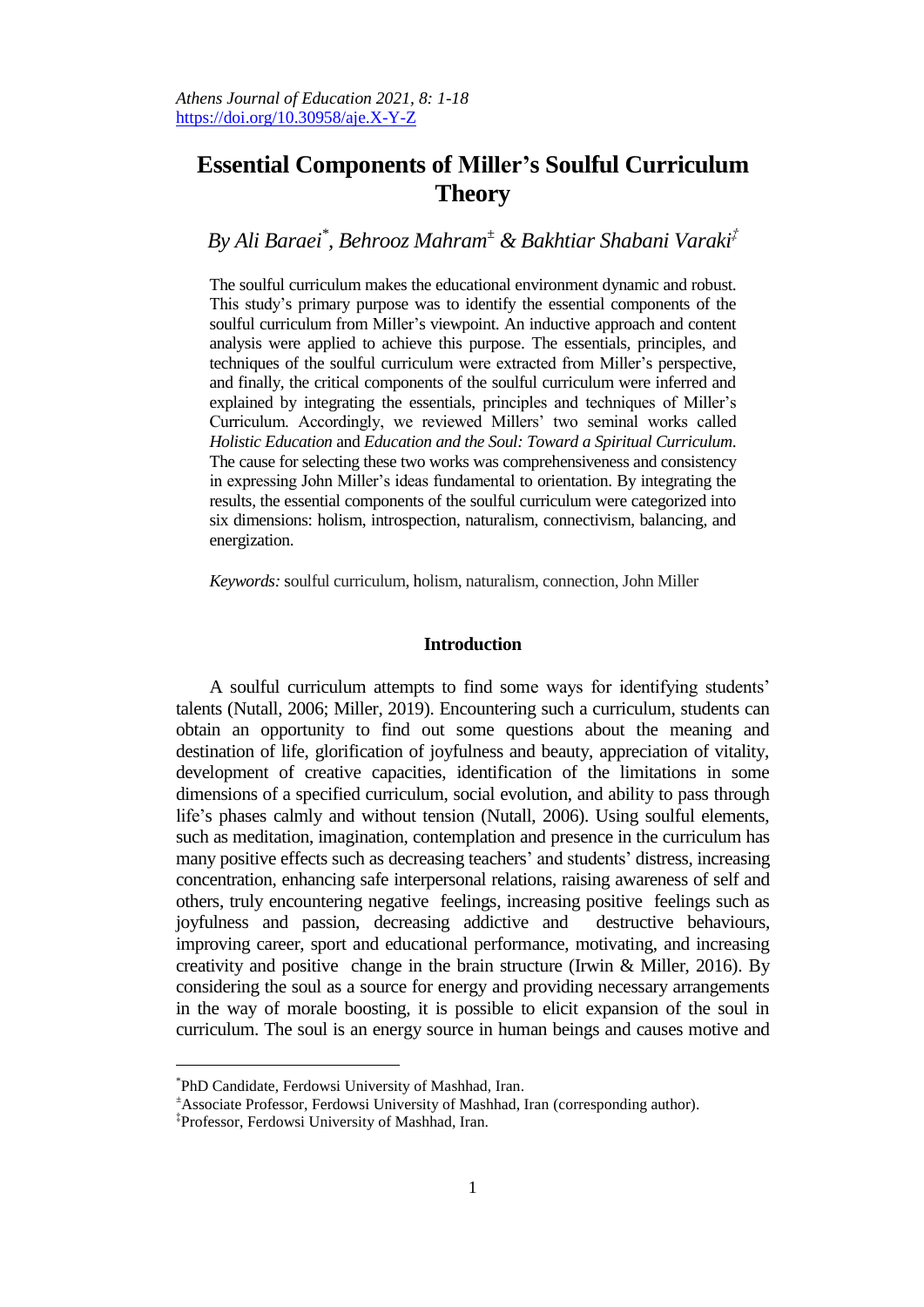# Essential Components of Miller's Soulful Curriculum Theory

*By Ali Baraei[*], Behrooz Mahram[±] & Bakhtiar Shabani Varaki[‡]*

The soulful curriculum makes the educational environment dynamic and robust. This study's primary purpose was to identify the essential components of the soulful curriculum from Miller's viewpoint. An inductive approach and content analysis were applied to achieve this purpose. The essentials, principles, and techniques of the soulful curriculum were extracted from Miller's perspective, and finally, the critical components of the soulful curriculum were inferred and explained by integrating the essentials, principles and techniques of Miller's Curriculum. Accordingly, we reviewed Millers' two seminal works called *Holistic Education* and *Education and the Soul: Toward a Spiritual Curriculum*. The cause for selecting these two works was comprehensiveness and consistency in expressing John Miller's ideas fundamental to orientation. By integrating the results, the essential components of the soulful curriculum were categorized into six dimensions: holism, introspection, naturalism, connectivism, balancing, and energization.

*Keywords:* soulful curriculum, holism, naturalism, connection, John Miller

## Introduction

A soulful curriculum attempts to find some ways for identifying students' talents (Nutall, 2006; Miller, 2019). Encountering such a curriculum, students can obtain an opportunity to find out some questions about the meaning and destination of life, glorification of joyfulness and beauty, appreciation of vitality, development of creative capacities, identification of the limitations in some dimensions of a specified curriculum, social evolution, and ability to pass through life's phases calmly and without tension (Nutall, 2006). Using soulful elements, such as meditation, imagination, contemplation and presence in the curriculum has many positive effects such as decreasing teachers' and students' distress, increasing concentration, enhancing safe interpersonal relations, raising awareness of self and others, truly encountering negative feelings, increasing positive feelings such as joyfulness and passion, decreasing addictive and destructive behaviours, improving career, sport and educational performance, motivating, and increasing creativity and positive change in the brain structure (Irwin & Miller, 2016). By considering the soul as a source for energy and providing necessary arrangements in the way of morale boosting, it is possible to elicit expansion of the soul in curriculum. The soul is an energy source in human beings and causes motive and

---

[*] PhD Candidate, Ferdowsi University of Mashhad, Iran.

[±] Associate Professor, Ferdowsi University of Mashhad, Iran (corresponding author).

[‡] Professor, Ferdowsi University of Mashhad, Iran.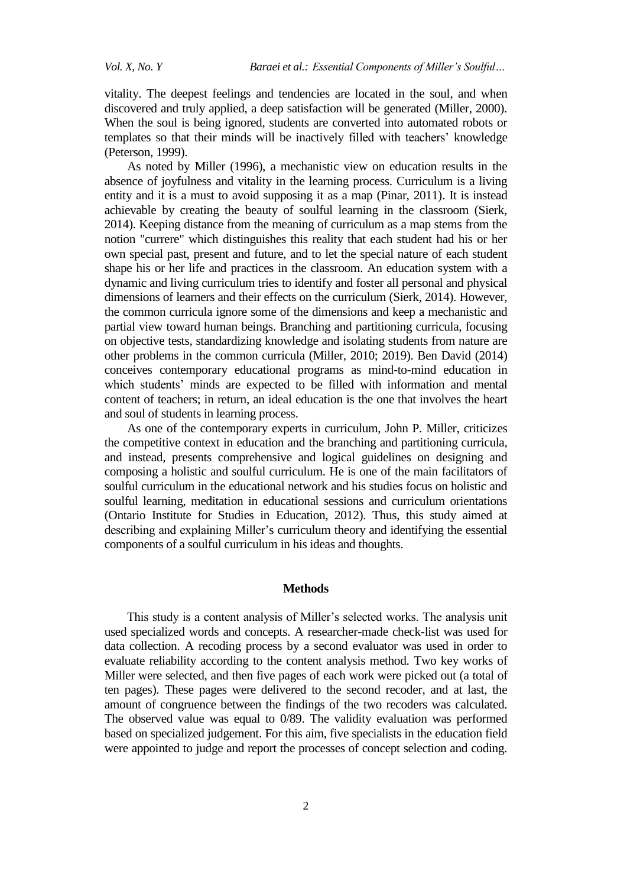vitality. The deepest feelings and tendencies are located in the soul, and when discovered and truly applied, a deep satisfaction will be generated (Miller, 2000). When the soul is being ignored, students are converted into automated robots or templates so that their minds will be inactively filled with teachers' knowledge (Peterson, 1999).

As noted by Miller (1996), a mechanistic view on education results in the absence of joyfulness and vitality in the learning process. Curriculum is a living entity and it is a must to avoid supposing it as a map (Pinar, 2011). It is instead achievable by creating the beauty of soulful learning in the classroom (Sierk, 2014). Keeping distance from the meaning of curriculum as a map stems from the notion "currere" which distinguishes this reality that each student had his or her own special past, present and future, and to let the special nature of each student shape his or her life and practices in the classroom. An education system with a dynamic and living curriculum tries to identify and foster all personal and physical dimensions of learners and their effects on the curriculum (Sierk, 2014). However, the common curricula ignore some of the dimensions and keep a mechanistic and partial view toward human beings. Branching and partitioning curricula, focusing on objective tests, standardizing knowledge and isolating students from nature are other problems in the common curricula (Miller, 2010; 2019). Ben David (2014) conceives contemporary educational programs as mind-to-mind education in which students' minds are expected to be filled with information and mental content of teachers; in return, an ideal education is the one that involves the heart and soul of students in learning process.

As one of the contemporary experts in curriculum, John P. Miller, criticizes the competitive context in education and the branching and partitioning curricula, and instead, presents comprehensive and logical guidelines on designing and composing a holistic and soulful curriculum. He is one of the main facilitators of soulful curriculum in the educational network and his studies focus on holistic and soulful learning, meditation in educational sessions and curriculum orientations (Ontario Institute for Studies in Education, 2012). Thus, this study aimed at describing and explaining Miller's curriculum theory and identifying the essential components of a soulful curriculum in his ideas and thoughts.

## Methods

This study is a content analysis of Miller's selected works. The analysis unit used specialized words and concepts. A researcher-made check-list was used for data collection. A recoding process by a second evaluator was used in order to evaluate reliability according to the content analysis method. Two key works of Miller were selected, and then five pages of each work were picked out (a total of ten pages). These pages were delivered to the second recoder, and at last, the amount of congruence between the findings of the two recoders was calculated. The observed value was equal to 0/89. The validity evaluation was performed based on specialized judgement. For this aim, five specialists in the education field were appointed to judge and report the processes of concept selection and coding.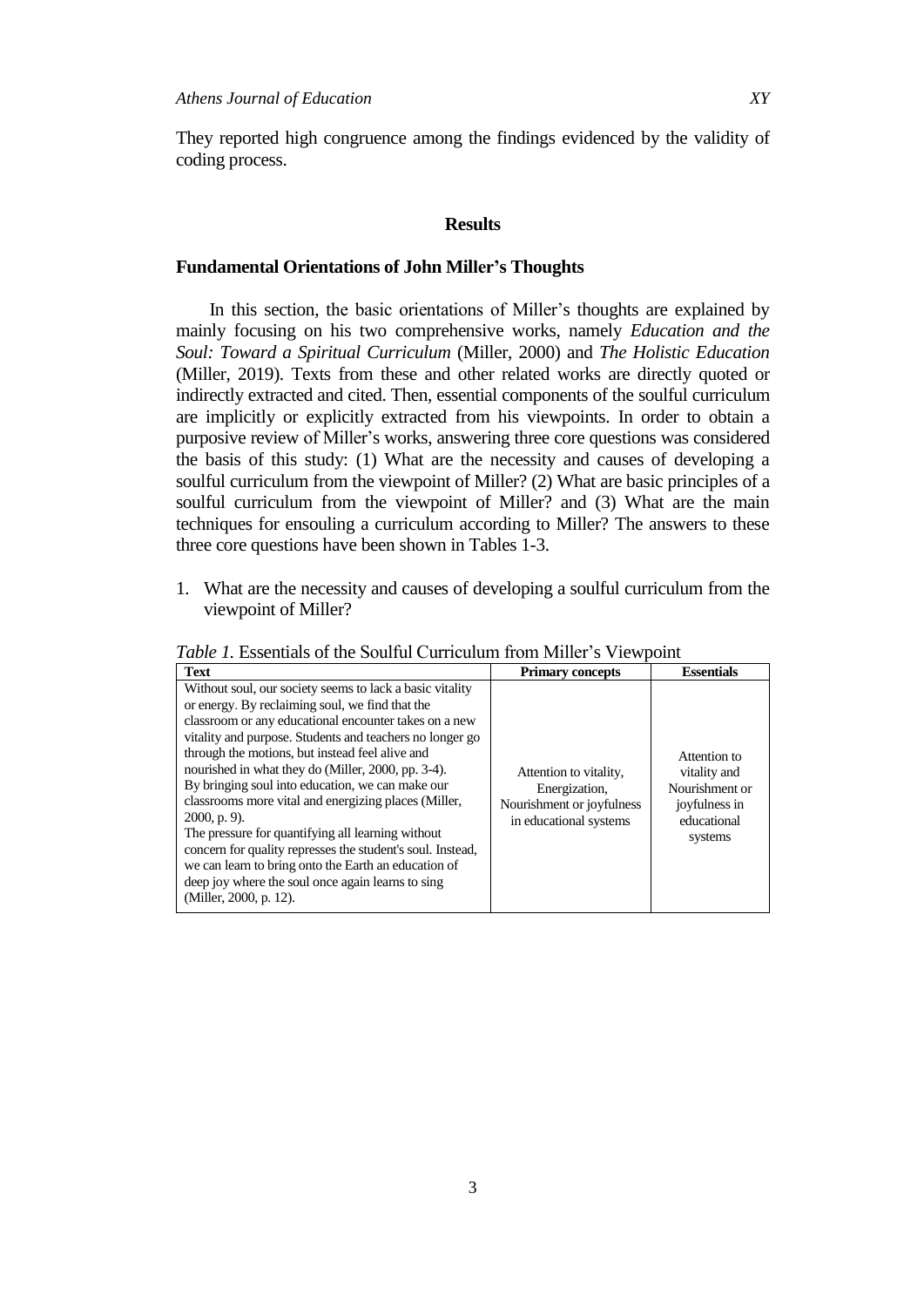They reported high congruence among the findings evidenced by the validity of coding process.

## Results

### Fundamental Orientations of John Miller's Thoughts

In this section, the basic orientations of Miller's thoughts are explained by mainly focusing on his two comprehensive works, namely *Education and the Soul: Toward a Spiritual Curriculum* (Miller, 2000) and *The Holistic Education* (Miller, 2019). Texts from these and other related works are directly quoted or indirectly extracted and cited. Then, essential components of the soulful curriculum are implicitly or explicitly extracted from his viewpoints. In order to obtain a purposive review of Miller's works, answering three core questions was considered the basis of this study: (1) What are the necessity and causes of developing a soulful curriculum from the viewpoint of Miller? (2) What are basic principles of a soulful curriculum from the viewpoint of Miller? and (3) What are the main techniques for ensouling a curriculum according to Miller? The answers to these three core questions have been shown in Tables 1-3.

1. What are the necessity and causes of developing a soulful curriculum from the viewpoint of Miller?

*Table 1.* Essentials of the Soulful Curriculum from Miller's Viewpoint

| Text | Primary concepts | Essentials |
|---|---|---|
| Without soul, our society seems to lack a basic vitality or energy. By reclaiming soul, we find that the classroom or any educational encounter takes on a new vitality and purpose. Students and teachers no longer go through the motions, but instead feel alive and nourished in what they do (Miller, 2000, pp. 3-4). By bringing soul into education, we can make our classrooms more vital and energizing places (Miller, 2000, p. 9). The pressure for quantifying all learning without concern for quality represses the student's soul. Instead, we can learn to bring onto the Earth an education of deep joy where the soul once again learns to sing (Miller, 2000, p. 12). | Attention to vitality, Energization, Nourishment or joyfulness in educational systems | Attention to vitality and Nourishment or joyfulness in educational systems |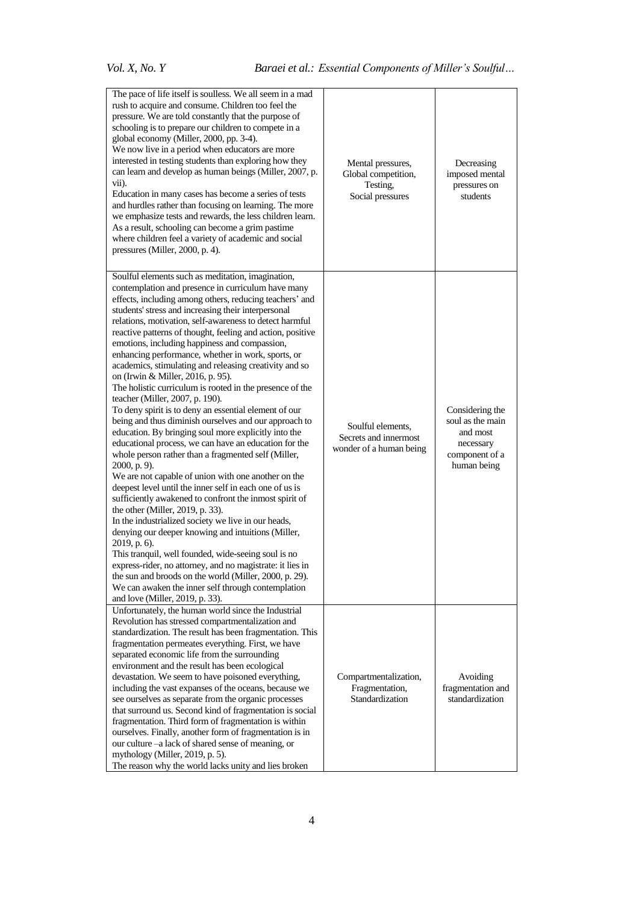| | | |
|---|---|---|
| The pace of life itself is soulless. We all seem in a mad rush to acquire and consume. Children too feel the pressure. We are told constantly that the purpose of schooling is to prepare our children to compete in a global economy (Miller, 2000, pp. 3-4).<br>We now live in a period when educators are more interested in testing students than exploring how they can learn and develop as human beings (Miller, 2007, p. vii).<br>Education in many cases has become a series of tests and hurdles rather than focusing on learning. The more we emphasize tests and rewards, the less children learn. As a result, schooling can become a grim pastime where children feel a variety of academic and social pressures (Miller, 2000, p. 4). | Mental pressures, Global competition, Testing, Social pressures | Decreasing imposed mental pressures on students |
| Soulful elements such as meditation, imagination, contemplation and presence in curriculum have many effects, including among others, reducing teachers' and students' stress and increasing their interpersonal relations, motivation, self-awareness to detect harmful reactive patterns of thought, feeling and action, positive emotions, including happiness and compassion, enhancing performance, whether in work, sports, or academics, stimulating and releasing creativity and so on (Irwin & Miller, 2016, p. 95).<br>The holistic curriculum is rooted in the presence of the teacher (Miller, 2007, p. 190).<br>To deny spirit is to deny an essential element of our being and thus diminish ourselves and our approach to education. By bringing soul more explicitly into the educational process, we can have an education for the whole person rather than a fragmented self (Miller, 2000, p. 9).<br>We are not capable of union with one another on the deepest level until the inner self in each one of us is sufficiently awakened to confront the inmost spirit of the other (Miller, 2019, p. 33).<br>In the industrialized society we live in our heads, denying our deeper knowing and intuitions (Miller, 2019, p. 6).<br>This tranquil, well founded, wide-seeing soul is no express-rider, no attorney, and no magistrate: it lies in the sun and broods on the world (Miller, 2000, p. 29).<br>We can awaken the inner self through contemplation and love (Miller, 2019, p. 33). | Soulful elements, Secrets and innermost wonder of a human being | Considering the soul as the main and most necessary component of a human being |
| Unfortunately, the human world since the Industrial Revolution has stressed compartmentalization and standardization. The result has been fragmentation. This fragmentation permeates everything. First, we have separated economic life from the surrounding environment and the result has been ecological devastation. We seem to have poisoned everything, including the vast expanses of the oceans, because we see ourselves as separate from the organic processes that surround us. Second kind of fragmentation is social fragmentation. Third form of fragmentation is within ourselves. Finally, another form of fragmentation is in our culture –a lack of shared sense of meaning, or mythology (Miller, 2019, p. 5).<br>The reason why the world lacks unity and lies broken | Compartmentalization, Fragmentation, Standardization | Avoiding fragmentation and standardization |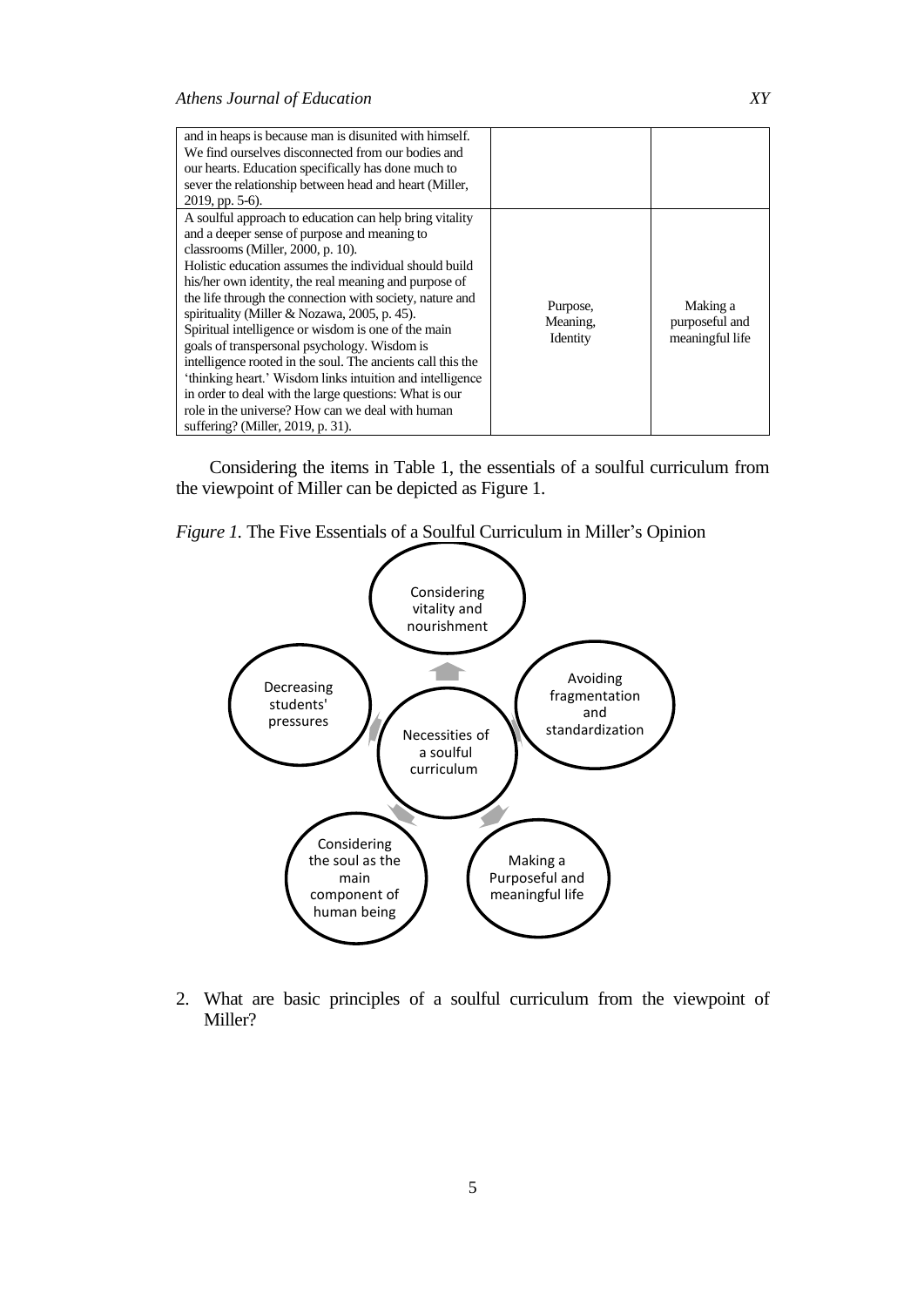| | | |
|---|---|---|
| and in heaps is because man is disunited with himself. We find ourselves disconnected from our bodies and our hearts. Education specifically has done much to sever the relationship between head and heart (Miller, 2019, pp. 5-6). | | |
| A soulful approach to education can help bring vitality and a deeper sense of purpose and meaning to classrooms (Miller, 2000, p. 10). Holistic education assumes the individual should build his/her own identity, the real meaning and purpose of the life through the connection with society, nature and spirituality (Miller & Nozawa, 2005, p. 45). Spiritual intelligence or wisdom is one of the main goals of transpersonal psychology. Wisdom is intelligence rooted in the soul. The ancients call this the 'thinking heart.' Wisdom links intuition and intelligence in order to deal with the large questions: What is our role in the universe? How can we deal with human suffering? (Miller, 2019, p. 31). | Purpose, Meaning, Identity | Making a purposeful and meaningful life |

Considering the items in Table 1, the essentials of a soulful curriculum from the viewpoint of Miller can be depicted as Figure 1.

*Figure 1.* The Five Essentials of a Soulful Curriculum in Miller's Opinion

- Necessities of a soulful curriculum
  - Considering vitality and nourishment
  - Avoiding fragmentation and standardization
  - Making a Purposeful and meaningful life
  - Considering the soul as the main component of human being
  - Decreasing students' pressures

2. What are basic principles of a soulful curriculum from the viewpoint of Miller?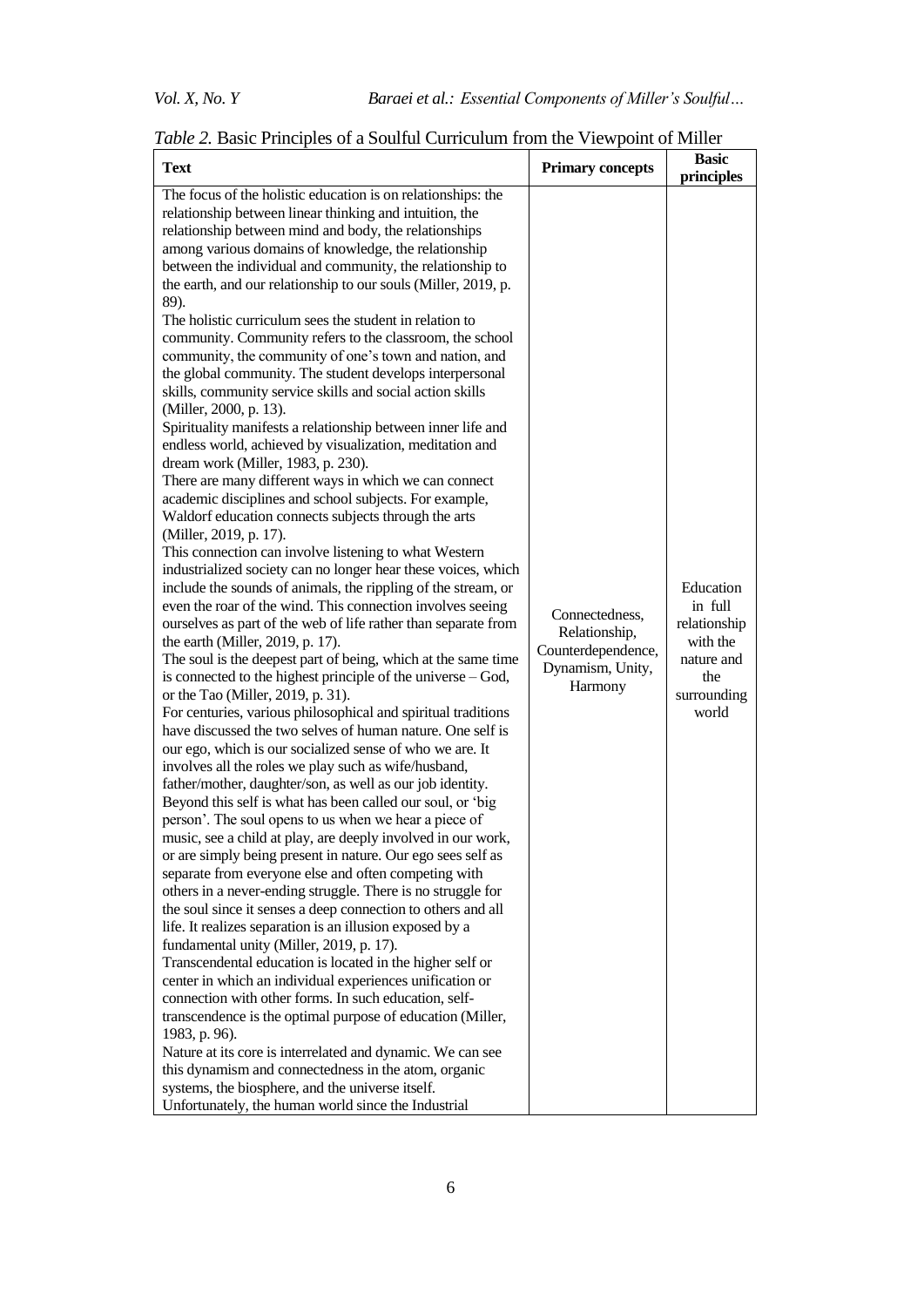*Table 2.* Basic Principles of a Soulful Curriculum from the Viewpoint of Miller

| Text | Primary concepts | Basic principles |
|---|---|---|
| The focus of the holistic education is on relationships: the relationship between linear thinking and intuition, the relationship between mind and body, the relationships among various domains of knowledge, the relationship between the individual and community, the relationship to the earth, and our relationship to our souls (Miller, 2019, p. 89). The holistic curriculum sees the student in relation to community. Community refers to the classroom, the school community, the community of one's town and nation, and the global community. The student develops interpersonal skills, community service skills and social action skills (Miller, 2000, p. 13). Spirituality manifests a relationship between inner life and endless world, achieved by visualization, meditation and dream work (Miller, 1983, p. 230). There are many different ways in which we can connect academic disciplines and school subjects. For example, Waldorf education connects subjects through the arts (Miller, 2019, p. 17). This connection can involve listening to what Western industrialized society can no longer hear these voices, which include the sounds of animals, the rippling of the stream, or even the roar of the wind. This connection involves seeing ourselves as part of the web of life rather than separate from the earth (Miller, 2019, p. 17). The soul is the deepest part of being, which at the same time is connected to the highest principle of the universe – God, or the Tao (Miller, 2019, p. 31). For centuries, various philosophical and spiritual traditions have discussed the two selves of human nature. One self is our ego, which is our socialized sense of who we are. It involves all the roles we play such as wife/husband, father/mother, daughter/son, as well as our job identity. Beyond this self is what has been called our soul, or 'big person'. The soul opens to us when we hear a piece of music, see a child at play, are deeply involved in our work, or are simply being present in nature. Our ego sees self as separate from everyone else and often competing with others in a never-ending struggle. There is no struggle for the soul since it senses a deep connection to others and all life. It realizes separation is an illusion exposed by a fundamental unity (Miller, 2019, p. 17). Transcendental education is located in the higher self or center in which an individual experiences unification or connection with other forms. In such education, self-transcendence is the optimal purpose of education (Miller, 1983, p. 96). Nature at its core is interrelated and dynamic. We can see this dynamism and connectedness in the atom, organic systems, the biosphere, and the universe itself. Unfortunately, the human world since the Industrial | Connectedness, Relationship, Counterdependence, Dynamism, Unity, Harmony | Education in full relationship with the nature and the surrounding world |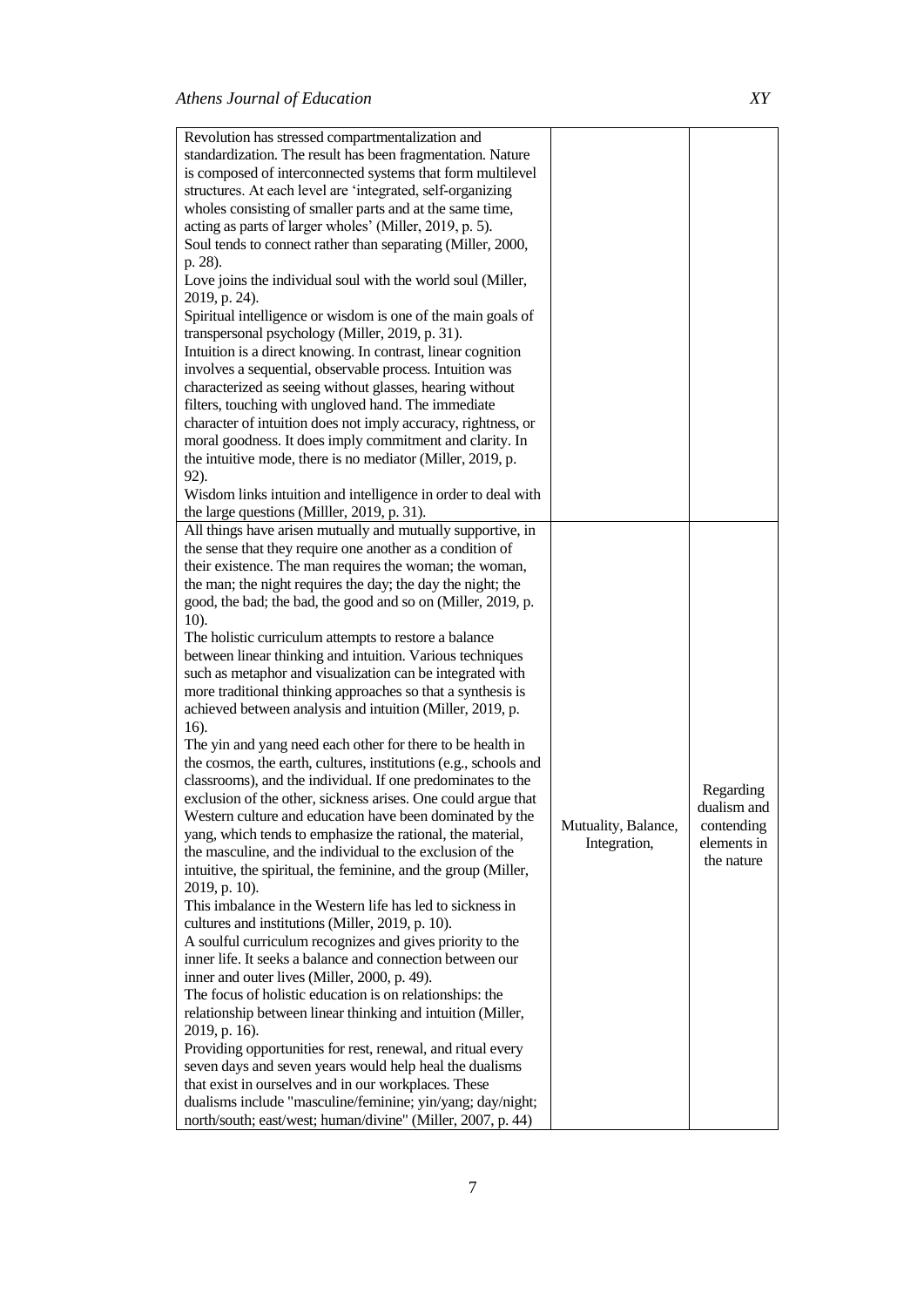| | | |
|---|---|---|
| Revolution has stressed compartmentalization and standardization. The result has been fragmentation. Nature is composed of interconnected systems that form multilevel structures. At each level are 'integrated, self-organizing wholes consisting of smaller parts and at the same time, acting as parts of larger wholes' (Miller, 2019, p. 5).<br>Soul tends to connect rather than separating (Miller, 2000, p. 28).<br>Love joins the individual soul with the world soul (Miller, 2019, p. 24).<br>Spiritual intelligence or wisdom is one of the main goals of transpersonal psychology (Miller, 2019, p. 31).<br>Intuition is a direct knowing. In contrast, linear cognition involves a sequential, observable process. Intuition was characterized as seeing without glasses, hearing without filters, touching with ungloved hand. The immediate character of intuition does not imply accuracy, rightness, or moral goodness. It does imply commitment and clarity. In the intuitive mode, there is no mediator (Miller, 2019, p. 92).<br>Wisdom links intuition and intelligence in order to deal with the large questions (Milller, 2019, p. 31). | | |
| All things have arisen mutually and mutually supportive, in the sense that they require one another as a condition of their existence. The man requires the woman; the woman, the man; the night requires the day; the day the night; the good, the bad; the bad, the good and so on (Miller, 2019, p. 10).<br>The holistic curriculum attempts to restore a balance between linear thinking and intuition. Various techniques such as metaphor and visualization can be integrated with more traditional thinking approaches so that a synthesis is achieved between analysis and intuition (Miller, 2019, p. 16).<br>The yin and yang need each other for there to be health in the cosmos, the earth, cultures, institutions (e.g., schools and classrooms), and the individual. If one predominates to the exclusion of the other, sickness arises. One could argue that Western culture and education have been dominated by the yang, which tends to emphasize the rational, the material, the masculine, and the individual to the exclusion of the intuitive, the spiritual, the feminine, and the group (Miller, 2019, p. 10).<br>This imbalance in the Western life has led to sickness in cultures and institutions (Miller, 2019, p. 10).<br>A soulful curriculum recognizes and gives priority to the inner life. It seeks a balance and connection between our inner and outer lives (Miller, 2000, p. 49).<br>The focus of holistic education is on relationships: the relationship between linear thinking and intuition (Miller, 2019, p. 16).<br>Providing opportunities for rest, renewal, and ritual every seven days and seven years would help heal the dualisms that exist in ourselves and in our workplaces. These dualisms include "masculine/feminine; yin/yang; day/night; north/south; east/west; human/divine" (Miller, 2007, p. 44) | Mutuality, Balance, Integration, | Regarding dualism and contending elements in the nature |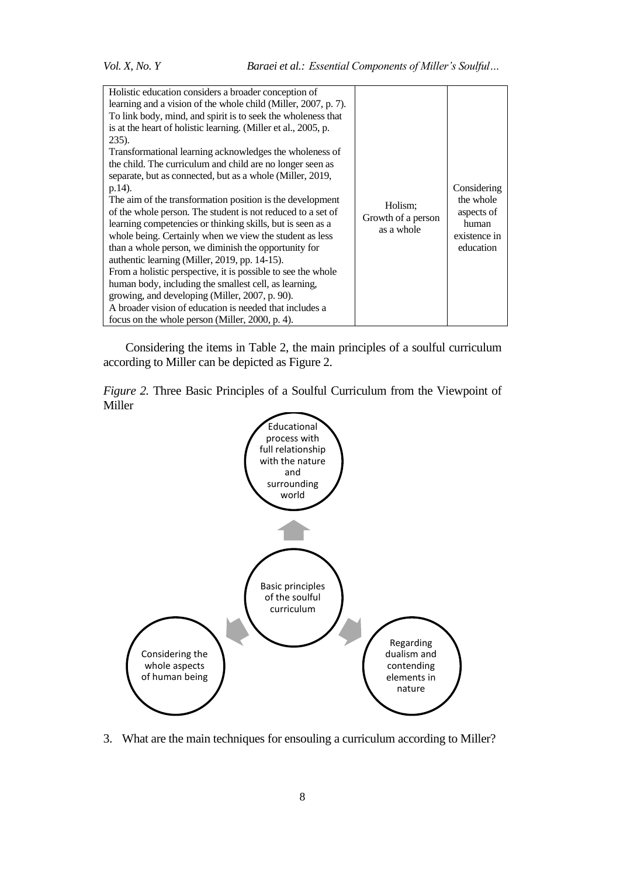| | | |
|---|---|---|
| Holistic education considers a broader conception of learning and a vision of the whole child (Miller, 2007, p. 7). To link body, mind, and spirit is to seek the wholeness that is at the heart of holistic learning. (Miller et al., 2005, p. 235). Transformational learning acknowledges the wholeness of the child. The curriculum and child are no longer seen as separate, but as connected, but as a whole (Miller, 2019, p.14). The aim of the transformation position is the development of the whole person. The student is not reduced to a set of learning competencies or thinking skills, but is seen as a whole being. Certainly when we view the student as less than a whole person, we diminish the opportunity for authentic learning (Miller, 2019, pp. 14-15). From a holistic perspective, it is possible to see the whole human body, including the smallest cell, as learning, growing, and developing (Miller, 2007, p. 90). A broader vision of education is needed that includes a focus on the whole person (Miller, 2000, p. 4). | Holism; Growth of a person as a whole | Considering the whole aspects of human existence in education |

Considering the items in Table 2, the main principles of a soulful curriculum according to Miller can be depicted as Figure 2.

*Figure 2.* Three Basic Principles of a Soulful Curriculum from the Viewpoint of Miller

Basic principles of the soulful curriculum

Educational process with full relationship with the nature and surrounding world

Considering the whole aspects of human being

Regarding dualism and contending elements in nature

3. What are the main techniques for ensouling a curriculum according to Miller?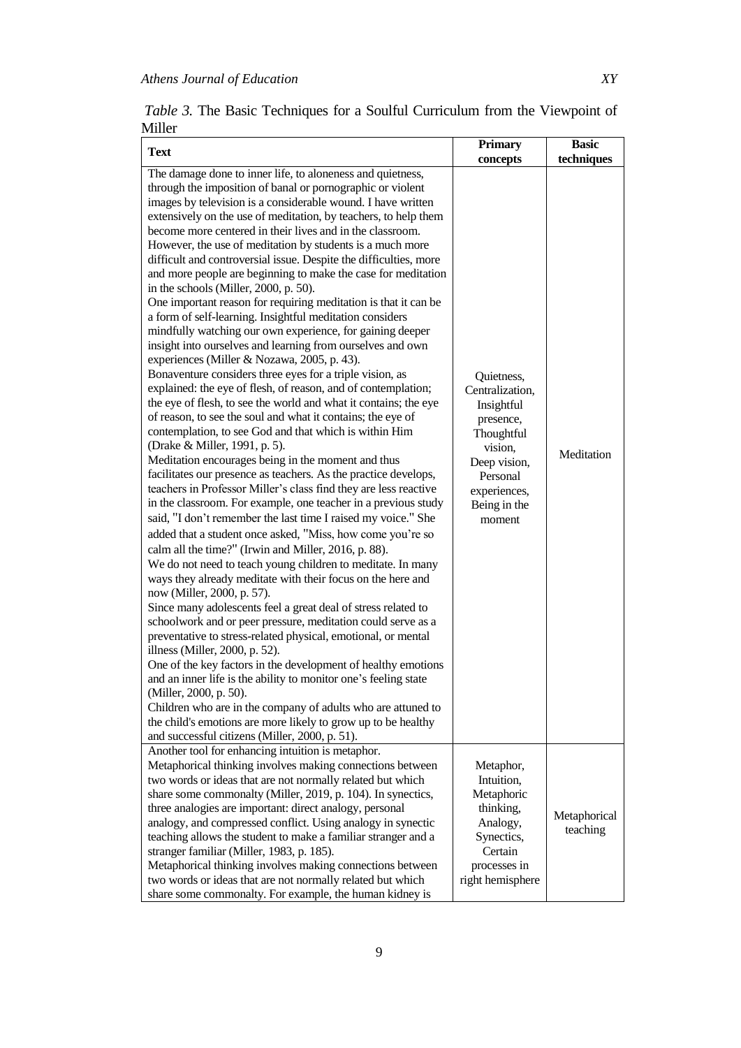*Table 3.* The Basic Techniques for a Soulful Curriculum from the Viewpoint of Miller

| Text | Primary concepts | Basic techniques |
|---|---|---|
| The damage done to inner life, to aloneness and quietness, through the imposition of banal or pornographic or violent images by television is a considerable wound. I have written extensively on the use of meditation, by teachers, to help them become more centered in their lives and in the classroom. However, the use of meditation by students is a much more difficult and controversial issue. Despite the difficulties, more and more people are beginning to make the case for meditation in the schools (Miller, 2000, p. 50). One important reason for requiring meditation is that it can be a form of self-learning. Insightful meditation considers mindfully watching our own experience, for gaining deeper insight into ourselves and learning from ourselves and own experiences (Miller & Nozawa, 2005, p. 43). Bonaventure considers three eyes for a triple vision, as explained: the eye of flesh, of reason, and of contemplation; the eye of flesh, to see the world and what it contains; the eye of reason, to see the soul and what it contains; the eye of contemplation, to see God and that which is within Him (Drake & Miller, 1991, p. 5). Meditation encourages being in the moment and thus facilitates our presence as teachers. As the practice develops, teachers in Professor Miller's class find they are less reactive in the classroom. For example, one teacher in a previous study said, "I don't remember the last time I raised my voice." She added that a student once asked, "Miss, how come you're so calm all the time?" (Irwin and Miller, 2016, p. 88). We do not need to teach young children to meditate. In many ways they already meditate with their focus on the here and now (Miller, 2000, p. 57). Since many adolescents feel a great deal of stress related to schoolwork and or peer pressure, meditation could serve as a preventative to stress-related physical, emotional, or mental illness (Miller, 2000, p. 52). One of the key factors in the development of healthy emotions and an inner life is the ability to monitor one's feeling state (Miller, 2000, p. 50). Children who are in the company of adults who are attuned to the child's emotions are more likely to grow up to be healthy and successful citizens (Miller, 2000, p. 51). | Quietness, Centralization, Insightful presence, Thoughtful vision, Deep vision, Personal experiences, Being in the moment | Meditation |
| Another tool for enhancing intuition is metaphor. Metaphorical thinking involves making connections between two words or ideas that are not normally related but which share some commonalty (Miller, 2019, p. 104). In synectics, three analogies are important: direct analogy, personal analogy, and compressed conflict. Using analogy in synectic teaching allows the student to make a familiar stranger and a stranger familiar (Miller, 1983, p. 185). Metaphorical thinking involves making connections between two words or ideas that are not normally related but which share some commonalty. For example, the human kidney is | Metaphor, Intuition, Metaphoric thinking, Analogy, Synectics, Certain processes in right hemisphere | Metaphorical teaching |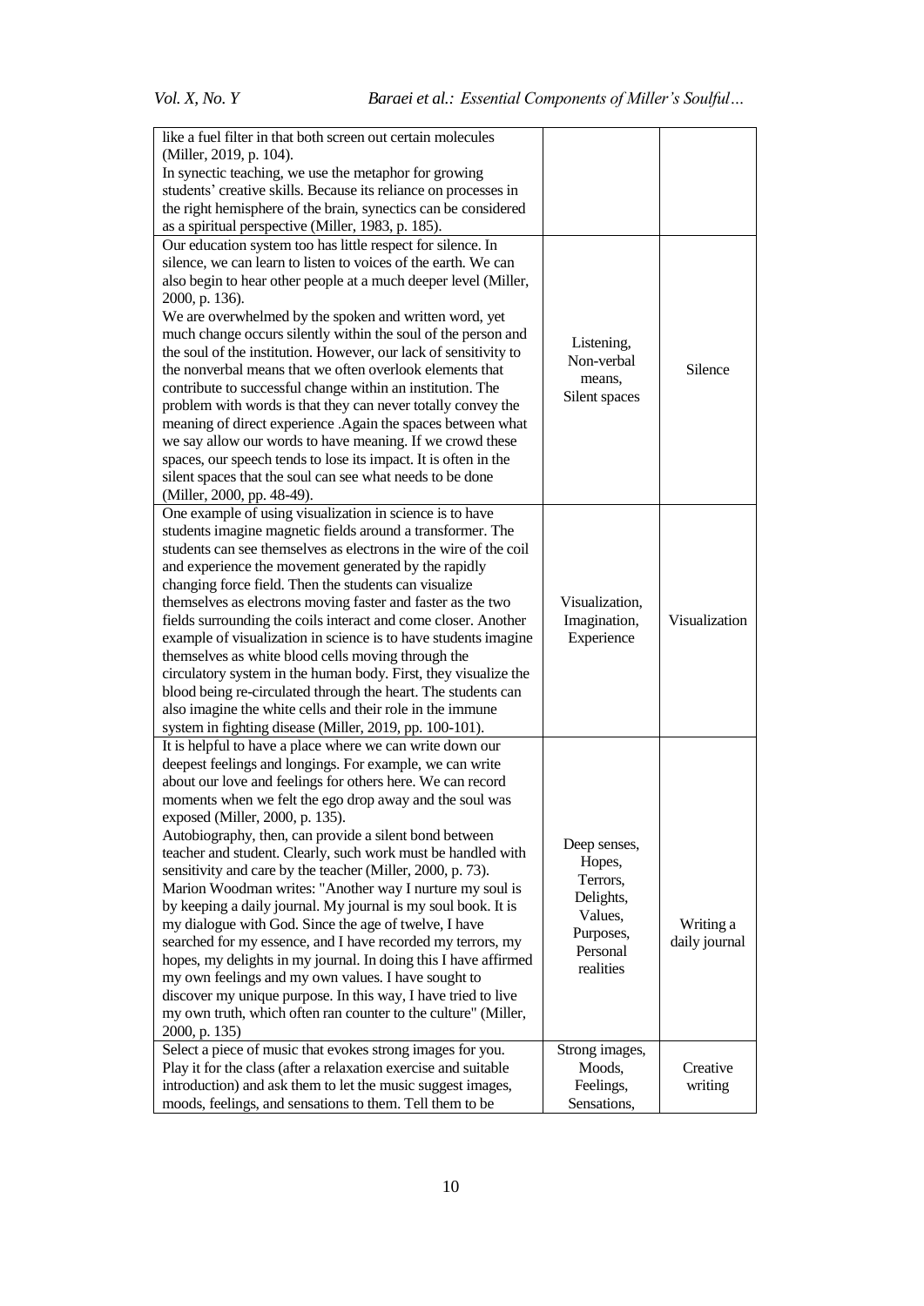| | | |
|---|---|---|
| like a fuel filter in that both screen out certain molecules (Miller, 2019, p. 104). In synectic teaching, we use the metaphor for growing students' creative skills. Because its reliance on processes in the right hemisphere of the brain, synectics can be considered as a spiritual perspective (Miller, 1983, p. 185). | | |
| Our education system too has little respect for silence. In silence, we can learn to listen to voices of the earth. We can also begin to hear other people at a much deeper level (Miller, 2000, p. 136). We are overwhelmed by the spoken and written word, yet much change occurs silently within the soul of the person and the soul of the institution. However, our lack of sensitivity to the nonverbal means that we often overlook elements that contribute to successful change within an institution. The problem with words is that they can never totally convey the meaning of direct experience .Again the spaces between what we say allow our words to have meaning. If we crowd these spaces, our speech tends to lose its impact. It is often in the silent spaces that the soul can see what needs to be done (Miller, 2000, pp. 48-49). | Listening, Non-verbal means, Silent spaces | Silence |
| One example of using visualization in science is to have students imagine magnetic fields around a transformer. The students can see themselves as electrons in the wire of the coil and experience the movement generated by the rapidly changing force field. Then the students can visualize themselves as electrons moving faster and faster as the two fields surrounding the coils interact and come closer. Another example of visualization in science is to have students imagine themselves as white blood cells moving through the circulatory system in the human body. First, they visualize the blood being re-circulated through the heart. The students can also imagine the white cells and their role in the immune system in fighting disease (Miller, 2019, pp. 100-101). | Visualization, Imagination, Experience | Visualization |
| It is helpful to have a place where we can write down our deepest feelings and longings. For example, we can write about our love and feelings for others here. We can record moments when we felt the ego drop away and the soul was exposed (Miller, 2000, p. 135). Autobiography, then, can provide a silent bond between teacher and student. Clearly, such work must be handled with sensitivity and care by the teacher (Miller, 2000, p. 73). Marion Woodman writes: "Another way I nurture my soul is by keeping a daily journal. My journal is my soul book. It is my dialogue with God. Since the age of twelve, I have searched for my essence, and I have recorded my terrors, my hopes, my delights in my journal. In doing this I have affirmed my own feelings and my own values. I have sought to discover my unique purpose. In this way, I have tried to live my own truth, which often ran counter to the culture" (Miller, 2000, p. 135) | Deep senses, Hopes, Terrors, Delights, Values, Purposes, Personal realities | Writing a daily journal |
| Select a piece of music that evokes strong images for you. Play it for the class (after a relaxation exercise and suitable introduction) and ask them to let the music suggest images, moods, feelings, and sensations to them. Tell them to be | Strong images, Moods, Feelings, Sensations, | Creative writing |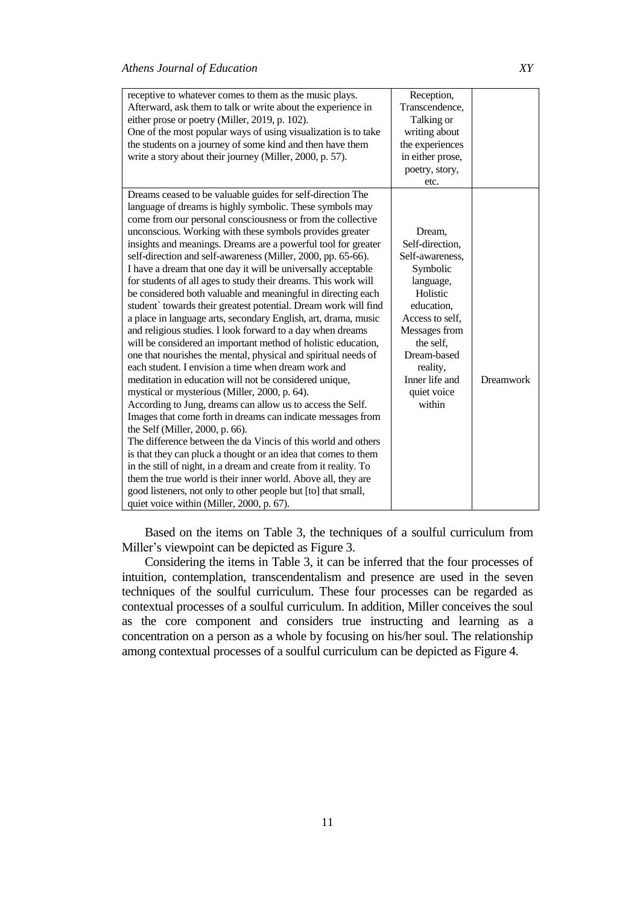| | | |
|---|---|---|
| receptive to whatever comes to them as the music plays. Afterward, ask them to talk or write about the experience in either prose or poetry (Miller, 2019, p. 102). One of the most popular ways of using visualization is to take the students on a journey of some kind and then have them write a story about their journey (Miller, 2000, p. 57). | Reception, Transcendence, Talking or writing about the experiences in either prose, poetry, story, etc. | |
| Dreams ceased to be valuable guides for self-direction The language of dreams is highly symbolic. These symbols may come from our personal consciousness or from the collective unconscious. Working with these symbols provides greater insights and meanings. Dreams are a powerful tool for greater self-direction and self-awareness (Miller, 2000, pp. 65-66). I have a dream that one day it will be universally acceptable for students of all ages to study their dreams. This work will be considered both valuable and meaningful in directing each student` towards their greatest potential. Dream work will find a place in language arts, secondary English, art, drama, music and religious studies. I look forward to a day when dreams will be considered an important method of holistic education, one that nourishes the mental, physical and spiritual needs of each student. I envision a time when dream work and meditation in education will not be considered unique, mystical or mysterious (Miller, 2000, p. 64). According to Jung, dreams can allow us to access the Self. Images that come forth in dreams can indicate messages from the Self (Miller, 2000, p. 66). The difference between the da Vincis of this world and others is that they can pluck a thought or an idea that comes to them in the still of night, in a dream and create from it reality. To them the true world is their inner world. Above all, they are good listeners, not only to other people but [to] that small, quiet voice within (Miller, 2000, p. 67). | Dream, Self-direction, Self-awareness, Symbolic language, Holistic education, Access to self, Messages from the self, Dream-based reality, Inner life and quiet voice within | Dreamwork |

Based on the items on Table 3, the techniques of a soulful curriculum from Miller's viewpoint can be depicted as Figure 3.

Considering the items in Table 3, it can be inferred that the four processes of intuition, contemplation, transcendentalism and presence are used in the seven techniques of the soulful curriculum. These four processes can be regarded as contextual processes of a soulful curriculum. In addition, Miller conceives the soul as the core component and considers true instructing and learning as a concentration on a person as a whole by focusing on his/her soul. The relationship among contextual processes of a soulful curriculum can be depicted as Figure 4.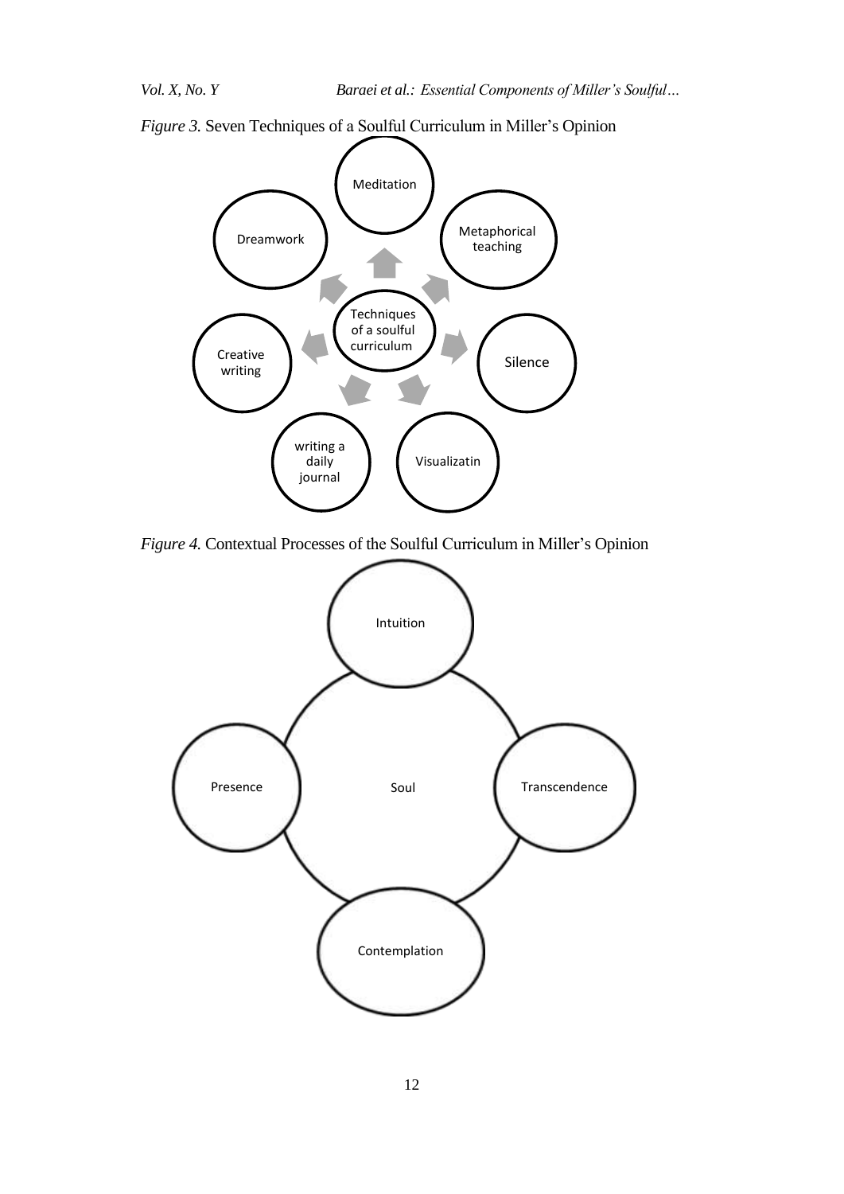*Figure 3.* Seven Techniques of a Soulful Curriculum in Miller's Opinion

Techniques of a soulful curriculum

Meditation

Metaphorical teaching

Silence

Visualizatin

writing a daily journal

Creative writing

Dreamwork

*Figure 4.* Contextual Processes of the Soulful Curriculum in Miller's Opinion

Soul

Intuition

Transcendence

Contemplation

Presence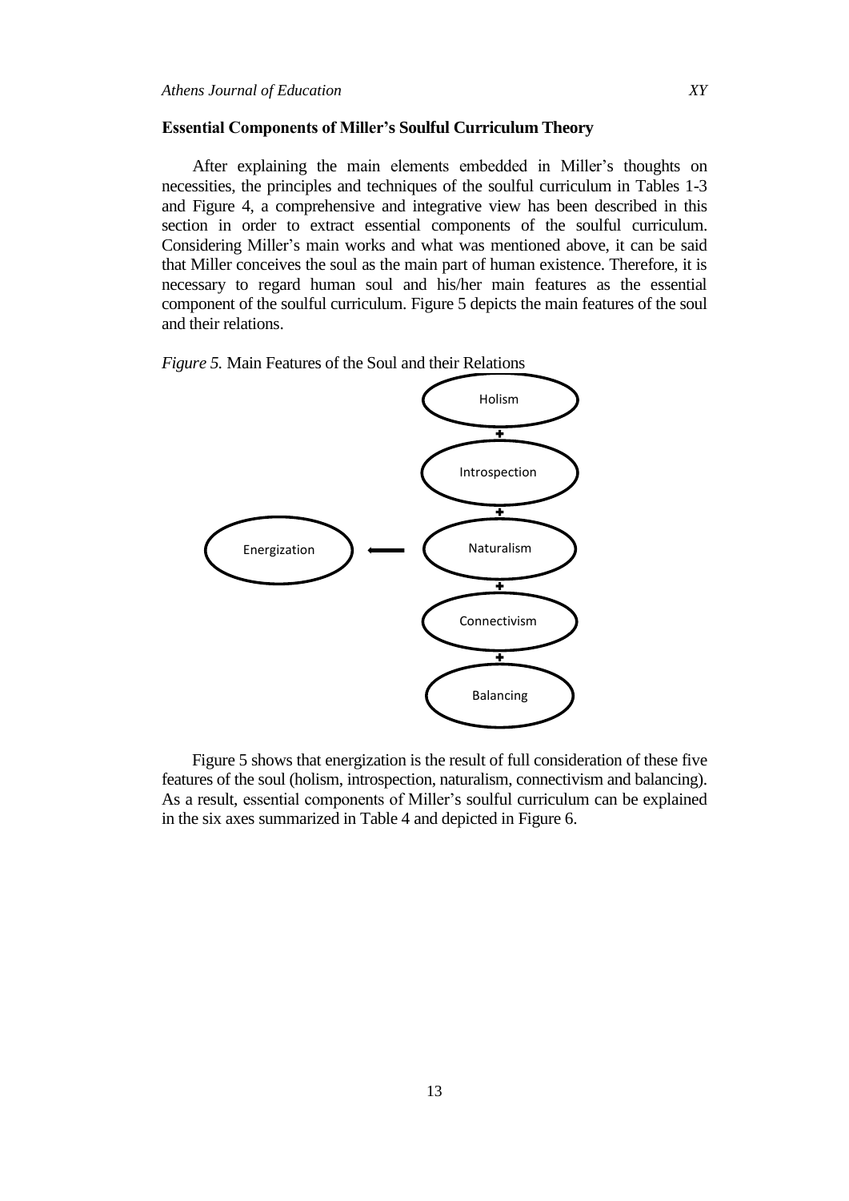**Essential Components of Miller's Soulful Curriculum Theory**

After explaining the main elements embedded in Miller's thoughts on necessities, the principles and techniques of the soulful curriculum in Tables 1-3 and Figure 4, a comprehensive and integrative view has been described in this section in order to extract essential components of the soulful curriculum. Considering Miller's main works and what was mentioned above, it can be said that Miller conceives the soul as the main part of human existence. Therefore, it is necessary to regard human soul and his/her main features as the essential component of the soulful curriculum. Figure 5 depicts the main features of the soul and their relations.

*Figure 5.* Main Features of the Soul and their Relations

Holism + Introspection + Naturalism + Connectivism + Balancing → Energization

Figure 5 shows that energization is the result of full consideration of these five features of the soul (holism, introspection, naturalism, connectivism and balancing). As a result, essential components of Miller's soulful curriculum can be explained in the six axes summarized in Table 4 and depicted in Figure 6.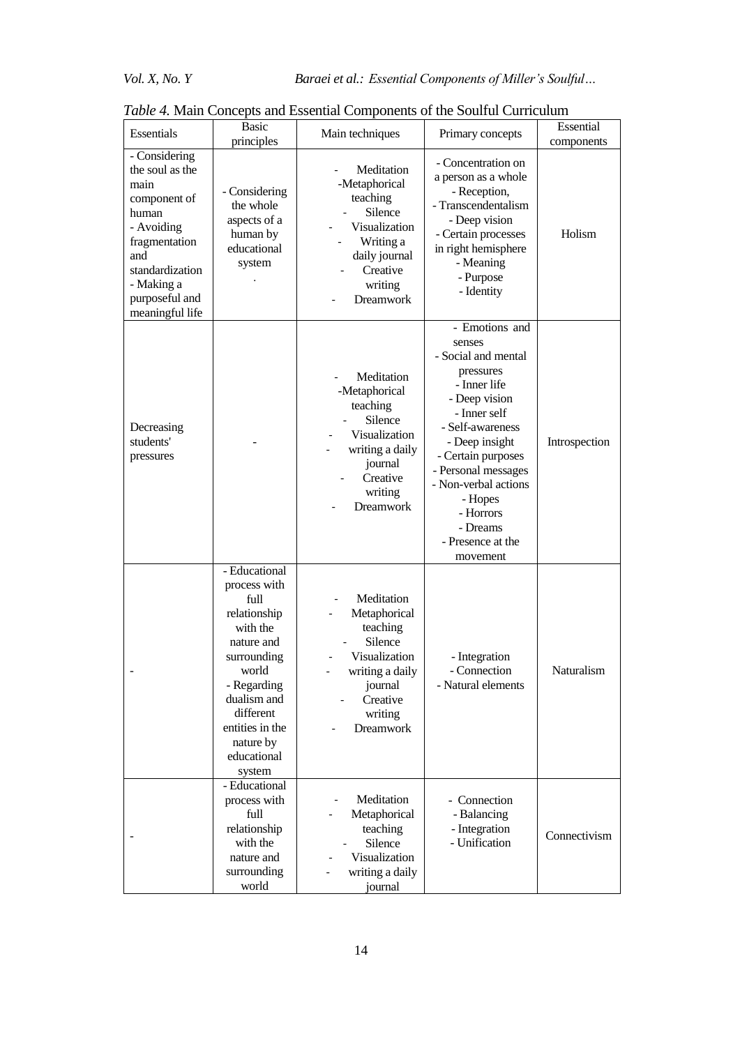*Table 4.* Main Concepts and Essential Components of the Soulful Curriculum

| Essentials | Basic principles | Main techniques | Primary concepts | Essential components |
|---|---|---|---|---|
| - Considering the soul as the main component of human<br>- Avoiding fragmentation and standardization<br>- Making a purposeful and meaningful life | - Considering the whole aspects of a human by educational system<br>. | - Meditation<br>-Metaphorical teaching<br>- Silence<br>- Visualization<br>- Writing a daily journal<br>- Creative writing<br>- Dreamwork | - Concentration on a person as a whole<br>- Reception,<br>- Transcendentalism<br>- Deep vision<br>- Certain processes in right hemisphere<br>- Meaning<br>- Purpose<br>- Identity | Holism |
| Decreasing students' pressures | - | - Meditation<br>-Metaphorical teaching<br>- Silence<br>- Visualization<br>- writing a daily journal<br>- Creative writing<br>- Dreamwork | - Emotions and senses<br>- Social and mental pressures<br>- Inner life<br>- Deep vision<br>- Inner self<br>- Self-awareness<br>- Deep insight<br>- Certain purposes<br>- Personal messages<br>- Non-verbal actions<br>- Hopes<br>- Horrors<br>- Dreams<br>- Presence at the movement | Introspection |
| - | - Educational process with full relationship with the nature and surrounding world<br>- Regarding dualism and different entities in the nature by educational system | - Meditation<br>- Metaphorical teaching<br>- Silence<br>- Visualization<br>- writing a daily journal<br>- Creative writing<br>- Dreamwork | - Integration<br>- Connection<br>- Natural elements | Naturalism |
| - | - Educational process with full relationship with the nature and surrounding world | - Meditation<br>- Metaphorical teaching<br>- Silence<br>- Visualization<br>- writing a daily journal | - Connection<br>- Balancing<br>- Integration<br>- Unification | Connectivism |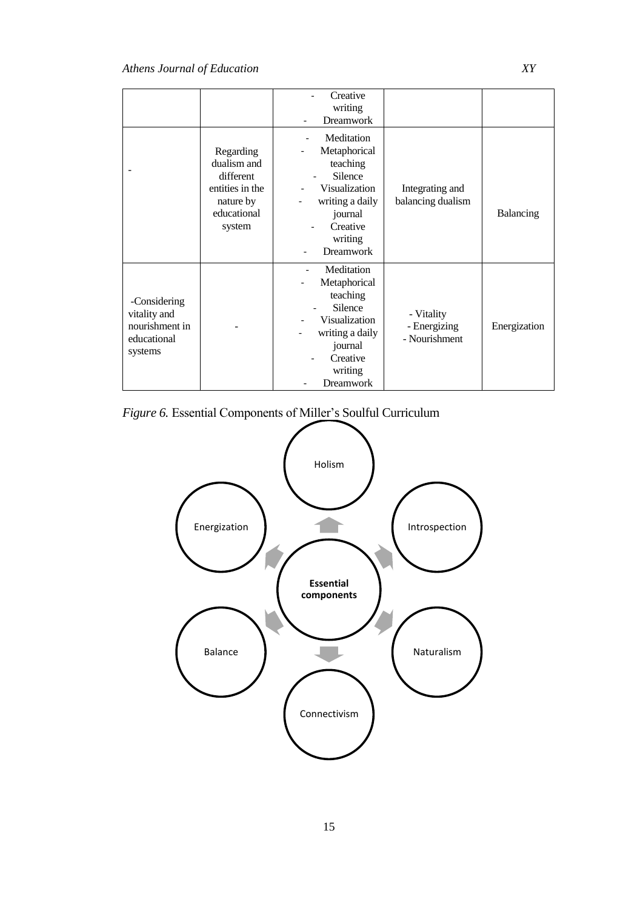| | | - Creative writing<br>- Dreamwork | | |
|---|---|---|---|---|
| - | Regarding dualism and different entities in the nature by educational system | - Meditation<br>- Metaphorical teaching<br>- Silence<br>- Visualization<br>- writing a daily journal<br>- Creative writing<br>- Dreamwork | Integrating and balancing dualism | Balancing |
| -Considering vitality and nourishment in educational systems | - | - Meditation<br>- Metaphorical teaching<br>- Silence<br>- Visualization<br>- writing a daily journal<br>- Creative writing<br>- Dreamwork | - Vitality<br>- Energizing<br>- Nourishment | Energization |

*Figure 6.* Essential Components of Miller's Soulful Curriculum

Essential components: Holism, Introspection, Naturalism, Connectivism, Balance, Energization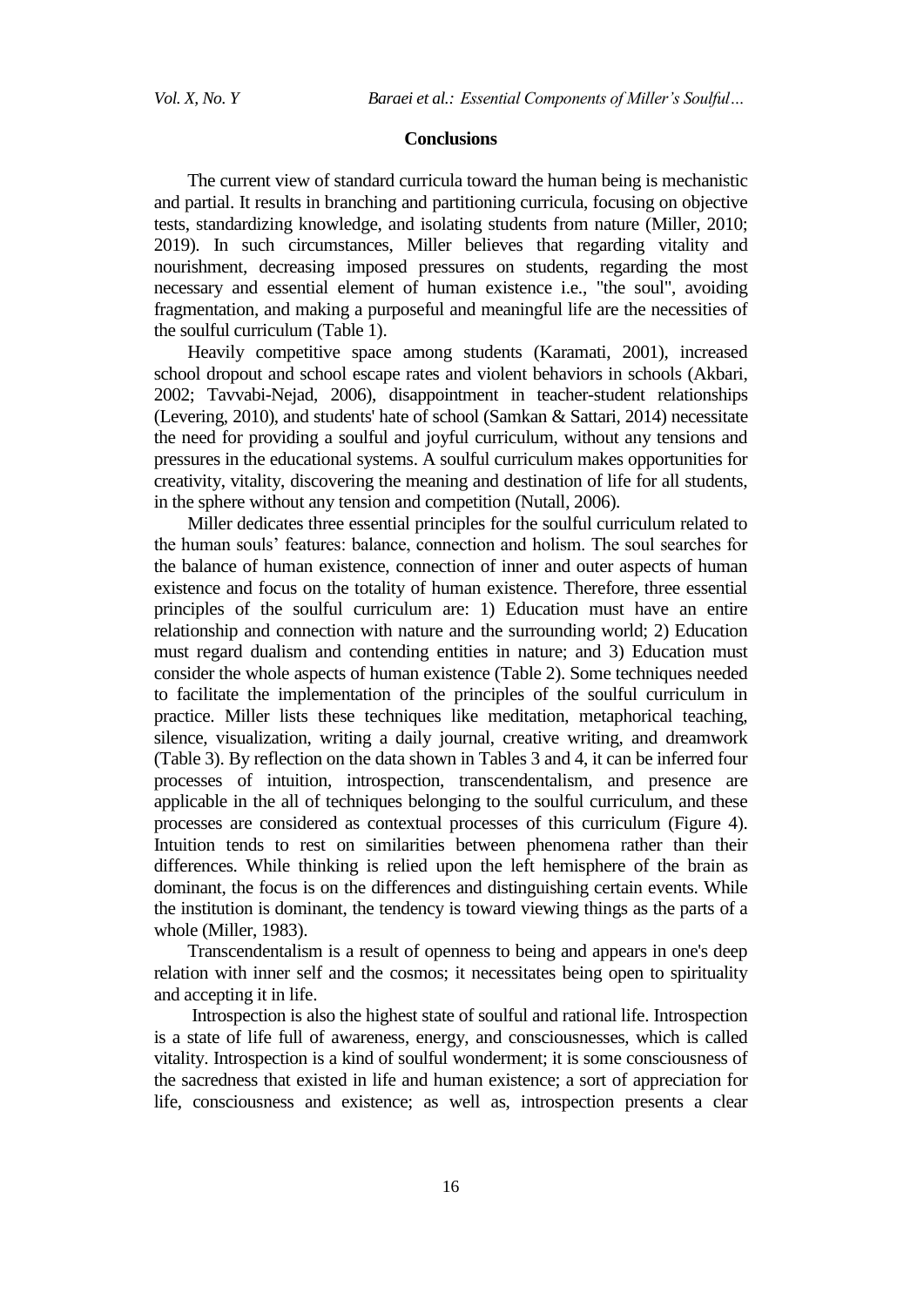## Conclusions

The current view of standard curricula toward the human being is mechanistic and partial. It results in branching and partitioning curricula, focusing on objective tests, standardizing knowledge, and isolating students from nature (Miller, 2010; 2019). In such circumstances, Miller believes that regarding vitality and nourishment, decreasing imposed pressures on students, regarding the most necessary and essential element of human existence i.e., "the soul", avoiding fragmentation, and making a purposeful and meaningful life are the necessities of the soulful curriculum (Table 1).

Heavily competitive space among students (Karamati, 2001), increased school dropout and school escape rates and violent behaviors in schools (Akbari, 2002; Tavvabi-Nejad, 2006), disappointment in teacher-student relationships (Levering, 2010), and students' hate of school (Samkan & Sattari, 2014) necessitate the need for providing a soulful and joyful curriculum, without any tensions and pressures in the educational systems. A soulful curriculum makes opportunities for creativity, vitality, discovering the meaning and destination of life for all students, in the sphere without any tension and competition (Nutall, 2006).

Miller dedicates three essential principles for the soulful curriculum related to the human souls' features: balance, connection and holism. The soul searches for the balance of human existence, connection of inner and outer aspects of human existence and focus on the totality of human existence. Therefore, three essential principles of the soulful curriculum are: 1) Education must have an entire relationship and connection with nature and the surrounding world; 2) Education must regard dualism and contending entities in nature; and 3) Education must consider the whole aspects of human existence (Table 2). Some techniques needed to facilitate the implementation of the principles of the soulful curriculum in practice. Miller lists these techniques like meditation, metaphorical teaching, silence, visualization, writing a daily journal, creative writing, and dreamwork (Table 3). By reflection on the data shown in Tables 3 and 4, it can be inferred four processes of intuition, introspection, transcendentalism, and presence are applicable in the all of techniques belonging to the soulful curriculum, and these processes are considered as contextual processes of this curriculum (Figure 4). Intuition tends to rest on similarities between phenomena rather than their differences. While thinking is relied upon the left hemisphere of the brain as dominant, the focus is on the differences and distinguishing certain events. While the institution is dominant, the tendency is toward viewing things as the parts of a whole (Miller, 1983).

Transcendentalism is a result of openness to being and appears in one's deep relation with inner self and the cosmos; it necessitates being open to spirituality and accepting it in life.

Introspection is also the highest state of soulful and rational life. Introspection is a state of life full of awareness, energy, and consciousnesses, which is called vitality. Introspection is a kind of soulful wonderment; it is some consciousness of the sacredness that existed in life and human existence; a sort of appreciation for life, consciousness and existence; as well as, introspection presents a clear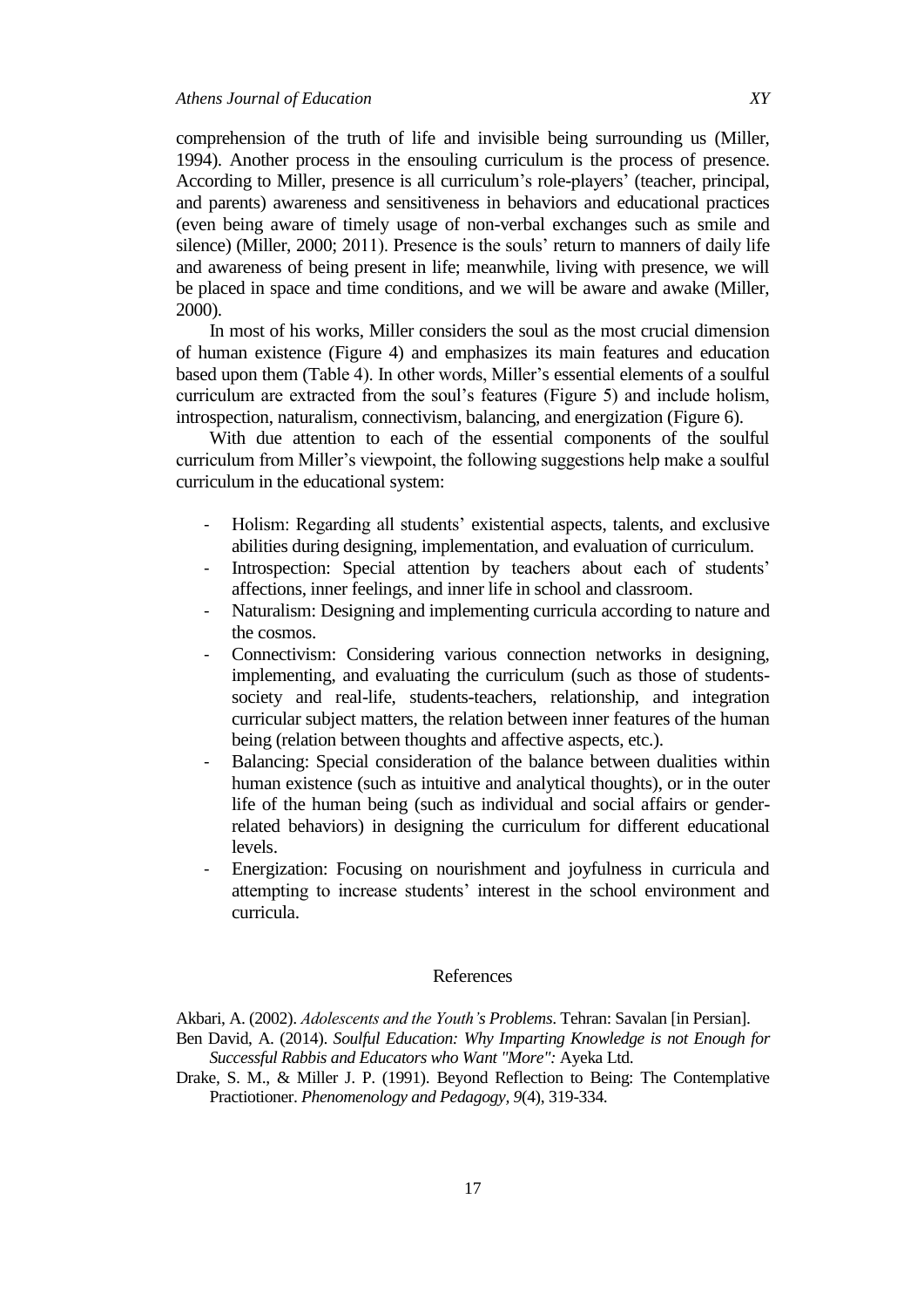comprehension of the truth of life and invisible being surrounding us (Miller, 1994). Another process in the ensouling curriculum is the process of presence. According to Miller, presence is all curriculum's role-players' (teacher, principal, and parents) awareness and sensitiveness in behaviors and educational practices (even being aware of timely usage of non-verbal exchanges such as smile and silence) (Miller, 2000; 2011). Presence is the souls' return to manners of daily life and awareness of being present in life; meanwhile, living with presence, we will be placed in space and time conditions, and we will be aware and awake (Miller, 2000).

In most of his works, Miller considers the soul as the most crucial dimension of human existence (Figure 4) and emphasizes its main features and education based upon them (Table 4). In other words, Miller's essential elements of a soulful curriculum are extracted from the soul's features (Figure 5) and include holism, introspection, naturalism, connectivism, balancing, and energization (Figure 6).

With due attention to each of the essential components of the soulful curriculum from Miller's viewpoint, the following suggestions help make a soulful curriculum in the educational system:

- Holism: Regarding all students' existential aspects, talents, and exclusive abilities during designing, implementation, and evaluation of curriculum.
- Introspection: Special attention by teachers about each of students' affections, inner feelings, and inner life in school and classroom.
- Naturalism: Designing and implementing curricula according to nature and the cosmos.
- Connectivism: Considering various connection networks in designing, implementing, and evaluating the curriculum (such as those of students-society and real-life, students-teachers, relationship, and integration curricular subject matters, the relation between inner features of the human being (relation between thoughts and affective aspects, etc.).
- Balancing: Special consideration of the balance between dualities within human existence (such as intuitive and analytical thoughts), or in the outer life of the human being (such as individual and social affairs or gender-related behaviors) in designing the curriculum for different educational levels.
- Energization: Focusing on nourishment and joyfulness in curricula and attempting to increase students' interest in the school environment and curricula.

## References

Akbari, A. (2002). *Adolescents and the Youth's Problems*. Tehran: Savalan [in Persian].

Ben David, A. (2014). *Soulful Education: Why Imparting Knowledge is not Enough for Successful Rabbis and Educators who Want "More":* Ayeka Ltd.

Drake, S. M., & Miller J. P. (1991). Beyond Reflection to Being: The Contemplative Practiotioner. *Phenomenology and Pedagogy, 9*(4), 319-334.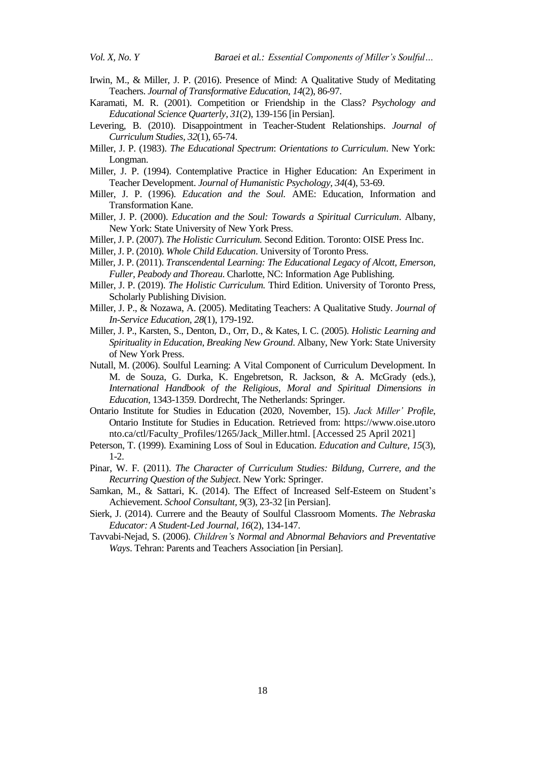Irwin, M., & Miller, J. P. (2016). Presence of Mind: A Qualitative Study of Meditating Teachers. *Journal of Transformative Education, 14*(2), 86-97.

Karamati, M. R. (2001). Competition or Friendship in the Class? *Psychology and Educational Science Quarterly, 31*(2), 139-156 [in Persian].

Levering, B. (2010). Disappointment in Teacher-Student Relationships. *Journal of Curriculum Studies, 32*(1), 65-74.

Miller, J. P. (1983). *The Educational Spectrum*: *Orientations to Curriculum*. New York: Longman.

Miller, J. P. (1994). Contemplative Practice in Higher Education: An Experiment in Teacher Development. *Journal of Humanistic Psychology, 34*(4), 53-69.

Miller, J. P. (1996). *Education and the Soul.* AME: Education, Information and Transformation Kane.

Miller, J. P. (2000). *Education and the Soul: Towards a Spiritual Curriculum*. Albany, New York: State University of New York Press.

Miller, J. P. (2007). *The Holistic Curriculum.* Second Edition. Toronto: OISE Press Inc.

Miller, J. P. (2010). *Whole Child Education*. University of Toronto Press.

Miller, J. P. (2011). *Transcendental Learning: The Educational Legacy of Alcott, Emerson, Fuller, Peabody and Thoreau.* Charlotte, NC: Information Age Publishing.

Miller, J. P. (2019). *The Holistic Curriculum.* Third Edition. University of Toronto Press, Scholarly Publishing Division.

Miller, J. P., & Nozawa, A. (2005). Meditating Teachers: A Qualitative Study. *Journal of In-Service Education, 28*(1), 179-192.

Miller, J. P., Karsten, S., Denton, D., Orr, D., & Kates, I. C. (2005). *Holistic Learning and Spirituality in Education, Breaking New Ground*. Albany, New York: State University of New York Press.

Nutall, M. (2006). Soulful Learning: A Vital Component of Curriculum Development. In M. de Souza, G. Durka, K. Engebretson, R. Jackson, & A. McGrady (eds.), *International Handbook of the Religious, Moral and Spiritual Dimensions in Education*, 1343-1359. Dordrecht, The Netherlands: Springer.

Ontario Institute for Studies in Education (2020, November, 15). *Jack Miller' Profile*, Ontario Institute for Studies in Education. Retrieved from: https://www.oise.utoronto.ca/ctl/Faculty_Profiles/1265/Jack_Miller.html. [Accessed 25 April 2021]

Peterson, T. (1999). Examining Loss of Soul in Education. *Education and Culture, 15*(3), 1-2.

Pinar, W. F. (2011). *The Character of Curriculum Studies: Bildung, Currere, and the Recurring Question of the Subject*. New York: Springer.

Samkan, M., & Sattari, K. (2014). The Effect of Increased Self-Esteem on Student's Achievement. *School Consultant, 9*(3), 23-32 [in Persian].

Sierk, J. (2014). Currere and the Beauty of Soulful Classroom Moments. *The Nebraska Educator: A Student-Led Journal, 16*(2), 134-147.

Tavvabi-Nejad, S. (2006). *Children's Normal and Abnormal Behaviors and Preventative Ways*. Tehran: Parents and Teachers Association [in Persian].